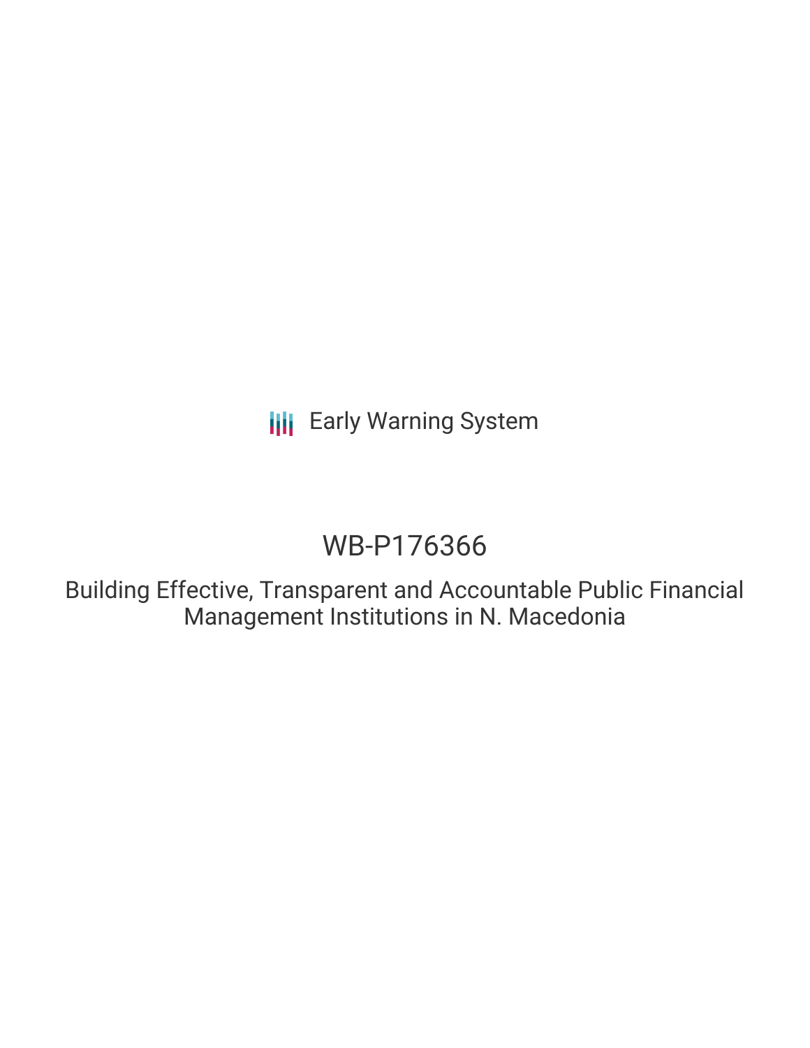Early Warning System

# WB-P176366

## Building Effective, Transparent and Accountable Public Financial Management Institutions in N. Macedonia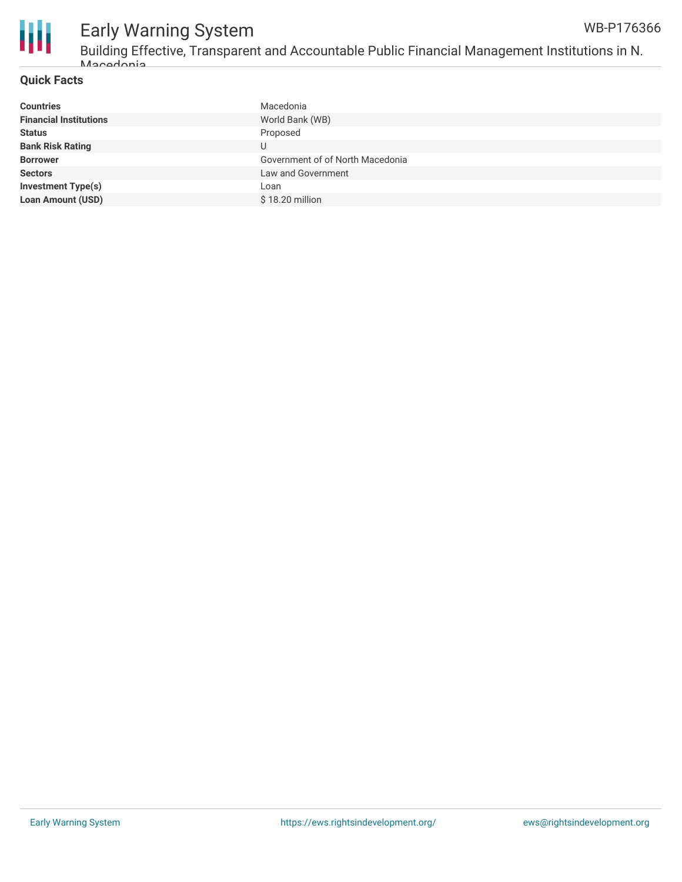## Quick Facts

| | |
|---|---|
| **Countries** | Macedonia |
| **Financial Institutions** | World Bank (WB) |
| **Status** | Proposed |
| **Bank Risk Rating** | U |
| **Borrower** | Government of of North Macedonia |
| **Sectors** | Law and Government |
| **Investment Type(s)** | Loan |
| **Loan Amount (USD)** | $ 18.20 million |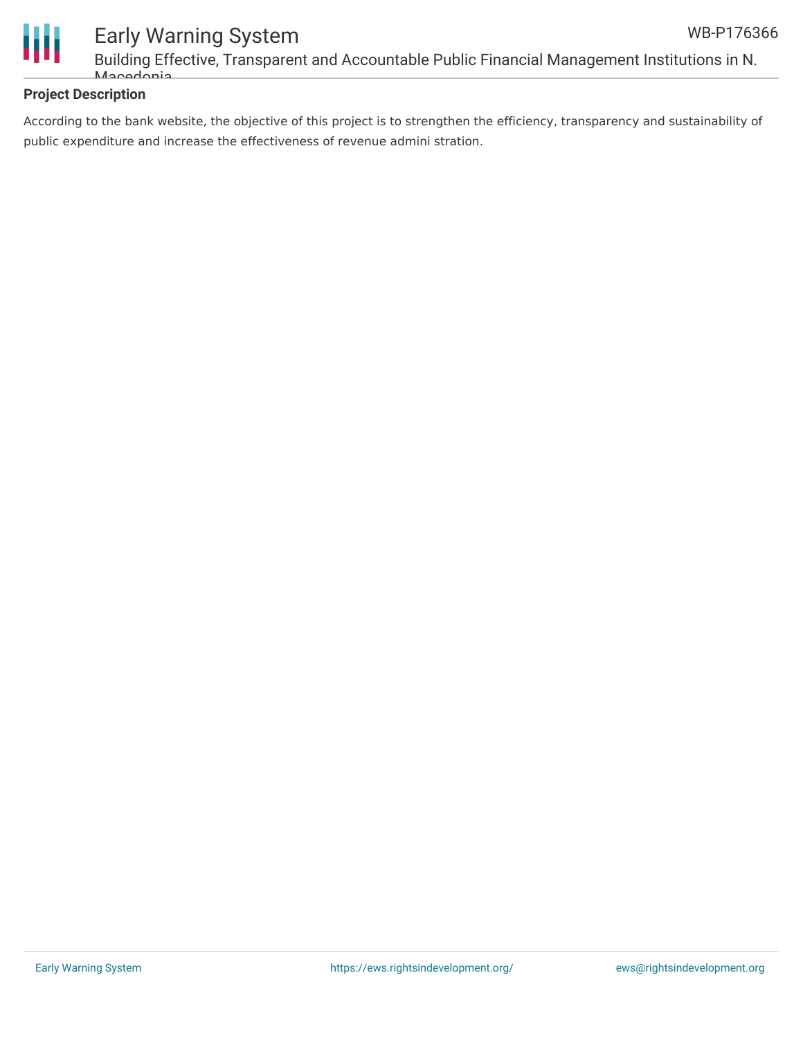**Project Description**

According to the bank website, the objective of this project is to strengthen the efficiency, transparency and sustainability of public expenditure and increase the effectiveness of revenue admini stration.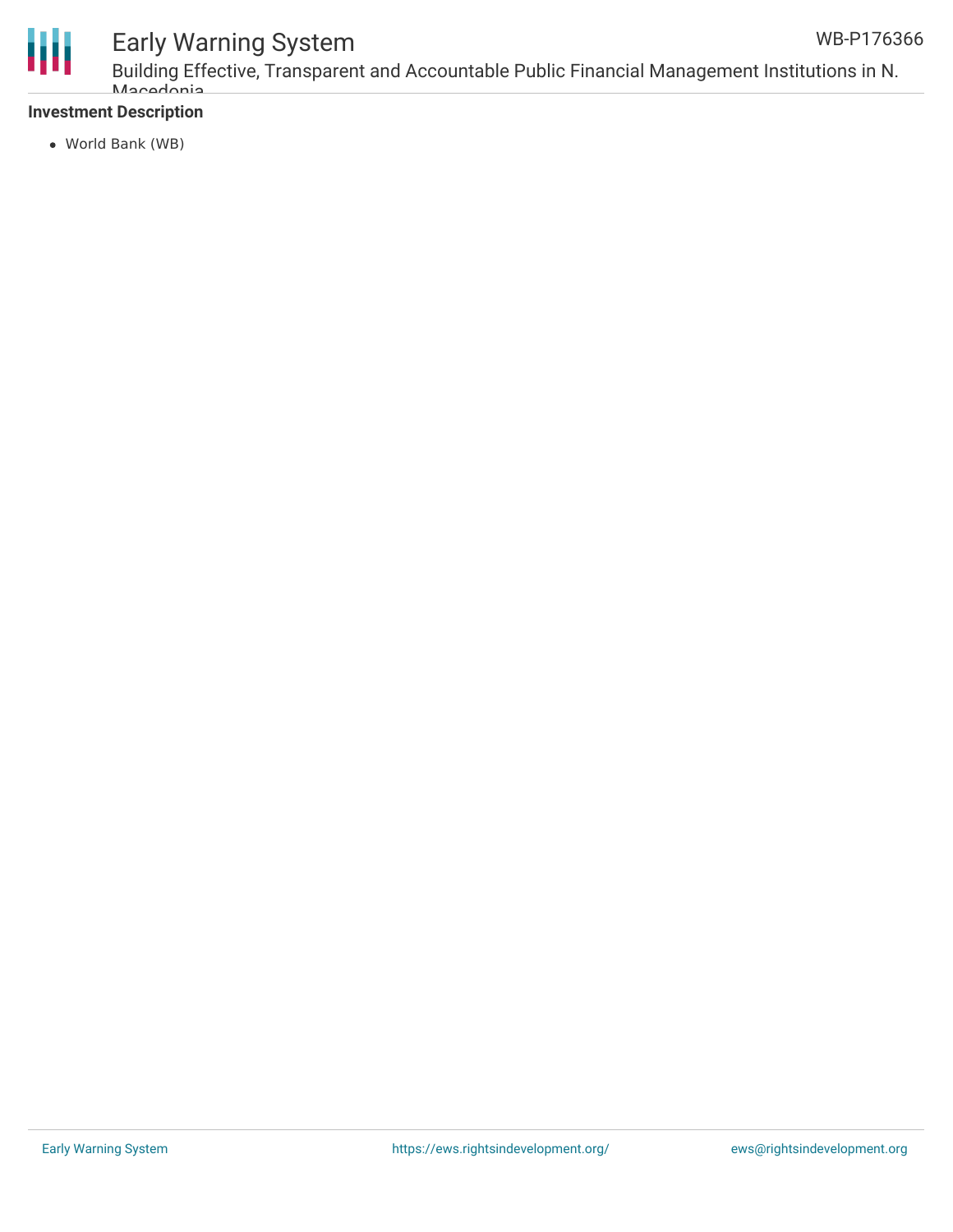**Investment Description**

- World Bank (WB)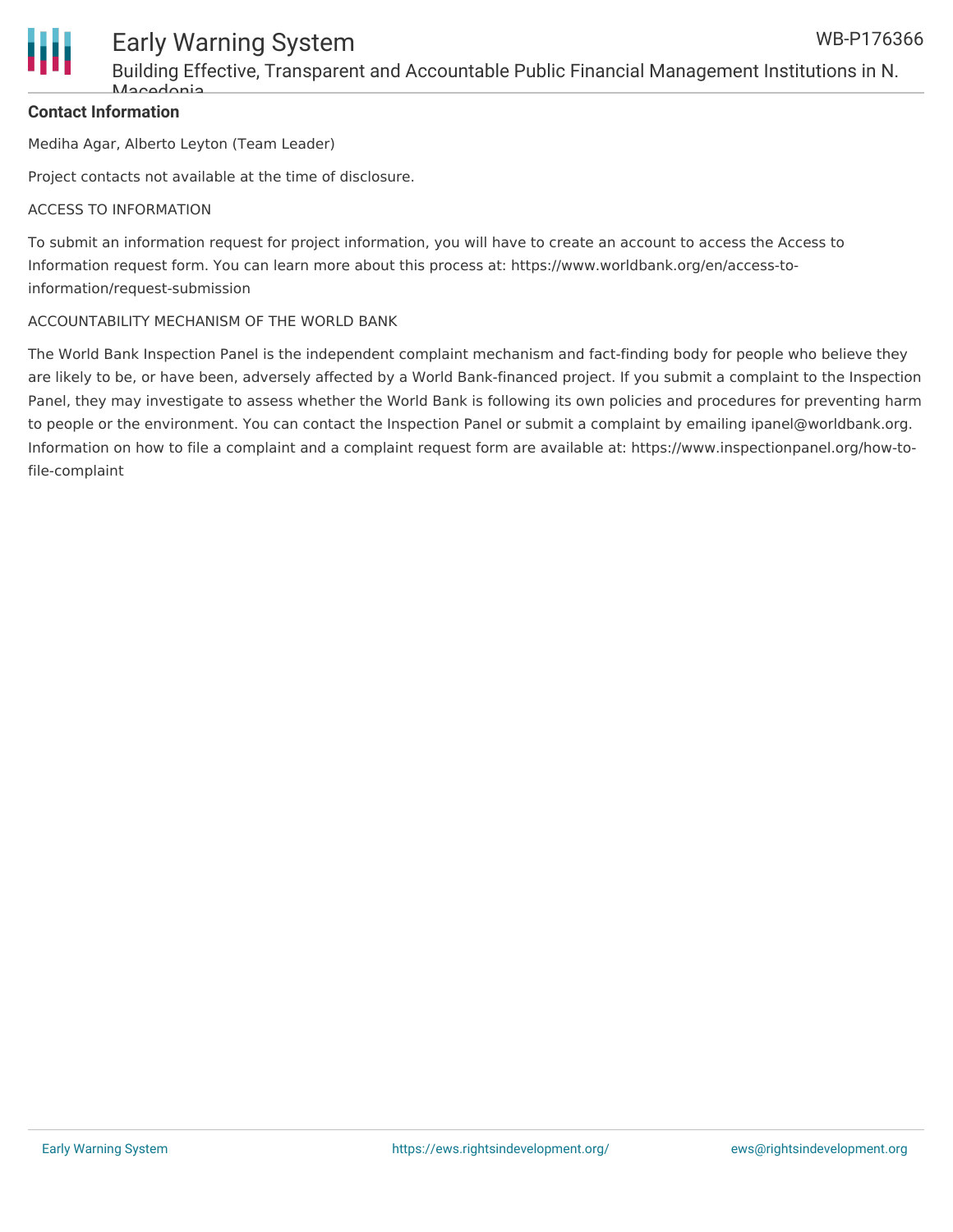**Contact Information**

Mediha Agar, Alberto Leyton (Team Leader)

Project contacts not available at the time of disclosure.

ACCESS TO INFORMATION

To submit an information request for project information, you will have to create an account to access the Access to Information request form. You can learn more about this process at: https://www.worldbank.org/en/access-to-information/request-submission

ACCOUNTABILITY MECHANISM OF THE WORLD BANK

The World Bank Inspection Panel is the independent complaint mechanism and fact-finding body for people who believe they are likely to be, or have been, adversely affected by a World Bank-financed project. If you submit a complaint to the Inspection Panel, they may investigate to assess whether the World Bank is following its own policies and procedures for preventing harm to people or the environment. You can contact the Inspection Panel or submit a complaint by emailing ipanel@worldbank.org. Information on how to file a complaint and a complaint request form are available at: https://www.inspectionpanel.org/how-to-file-complaint